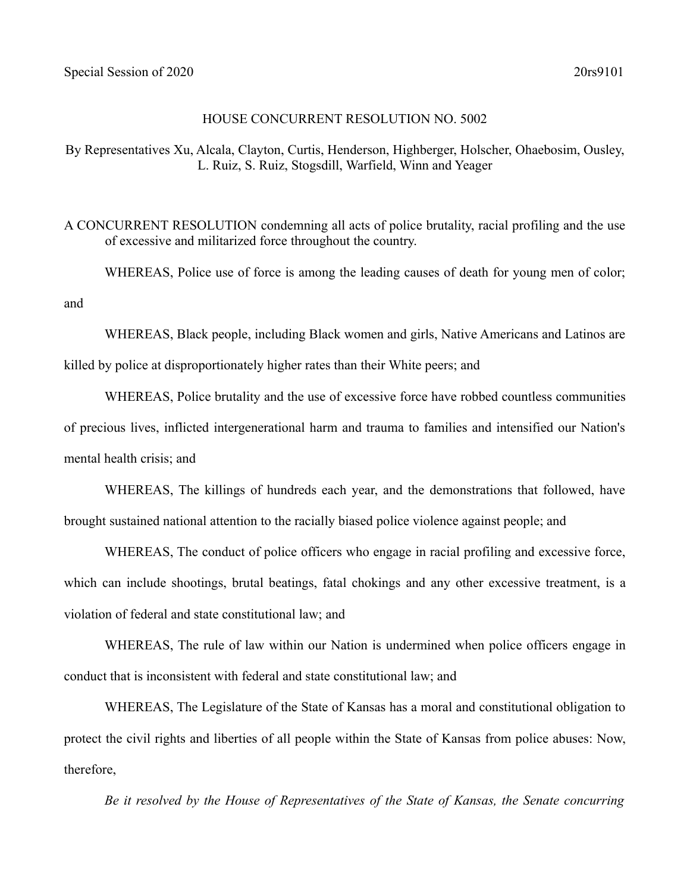Special Session of 2020 20rs9101

# HOUSE CONCURRENT RESOLUTION NO. 5002

By Representatives Xu, Alcala, Clayton, Curtis, Henderson, Highberger, Holscher, Ohaebosim, Ousley, L. Ruiz, S. Ruiz, Stogsdill, Warfield, Winn and Yeager

A CONCURRENT RESOLUTION condemning all acts of police brutality, racial profiling and the use of excessive and militarized force throughout the country.

WHEREAS, Police use of force is among the leading causes of death for young men of color; and

WHEREAS, Black people, including Black women and girls, Native Americans and Latinos are killed by police at disproportionately higher rates than their White peers; and

WHEREAS, Police brutality and the use of excessive force have robbed countless communities of precious lives, inflicted intergenerational harm and trauma to families and intensified our Nation's mental health crisis; and

WHEREAS, The killings of hundreds each year, and the demonstrations that followed, have brought sustained national attention to the racially biased police violence against people; and

WHEREAS, The conduct of police officers who engage in racial profiling and excessive force, which can include shootings, brutal beatings, fatal chokings and any other excessive treatment, is a violation of federal and state constitutional law; and

WHEREAS, The rule of law within our Nation is undermined when police officers engage in conduct that is inconsistent with federal and state constitutional law; and

WHEREAS, The Legislature of the State of Kansas has a moral and constitutional obligation to protect the civil rights and liberties of all people within the State of Kansas from police abuses: Now, therefore,

*Be it resolved by the House of Representatives of the State of Kansas, the Senate concurring*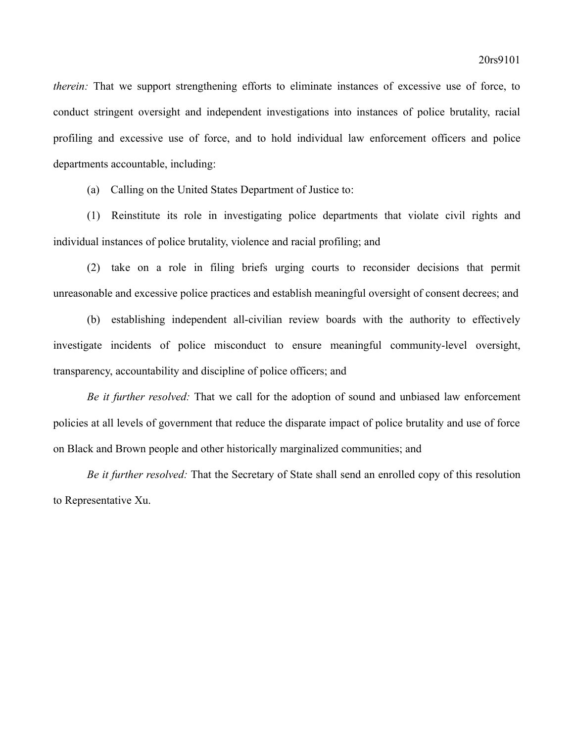*therein:* That we support strengthening efforts to eliminate instances of excessive use of force, to conduct stringent oversight and independent investigations into instances of police brutality, racial profiling and excessive use of force, and to hold individual law enforcement officers and police departments accountable, including:

(a) Calling on the United States Department of Justice to:

(1) Reinstitute its role in investigating police departments that violate civil rights and individual instances of police brutality, violence and racial profiling; and

(2) take on a role in filing briefs urging courts to reconsider decisions that permit unreasonable and excessive police practices and establish meaningful oversight of consent decrees; and

(b) establishing independent all-civilian review boards with the authority to effectively investigate incidents of police misconduct to ensure meaningful community-level oversight, transparency, accountability and discipline of police officers; and

*Be it further resolved:* That we call for the adoption of sound and unbiased law enforcement policies at all levels of government that reduce the disparate impact of police brutality and use of force on Black and Brown people and other historically marginalized communities; and

*Be it further resolved:* That the Secretary of State shall send an enrolled copy of this resolution to Representative Xu.